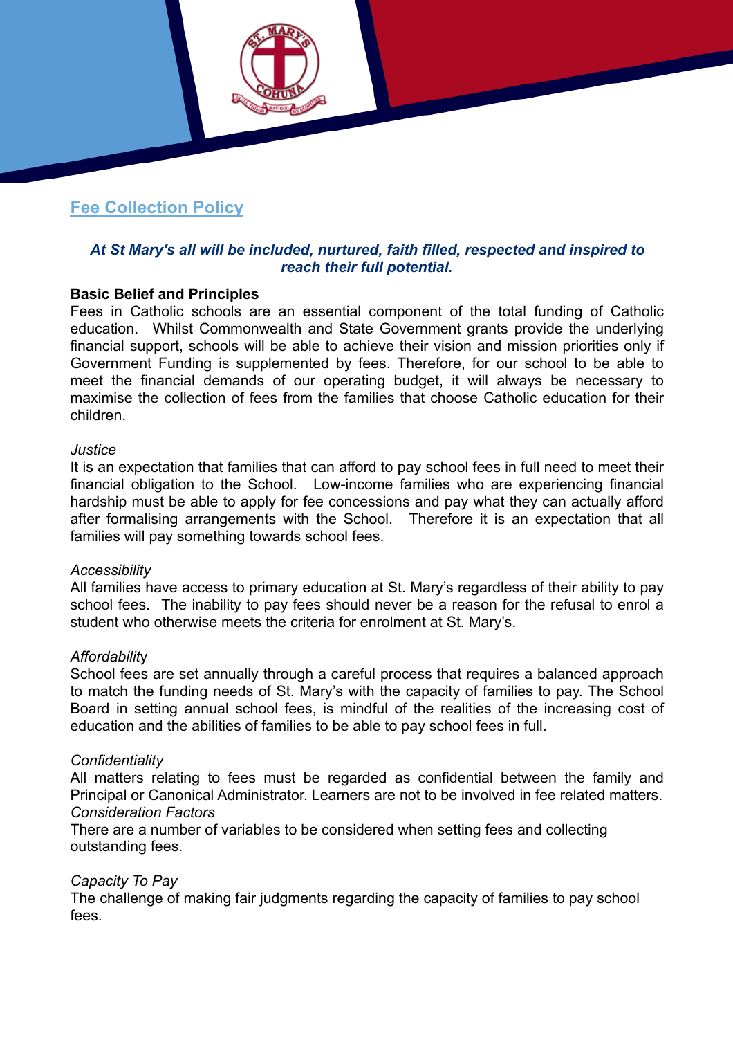## Fee Collection Policy

***At St Mary's all will be included, nurtured, faith filled, respected and inspired to reach their full potential.***

**Basic Belief and Principles**

Fees in Catholic schools are an essential component of the total funding of Catholic education. Whilst Commonwealth and State Government grants provide the underlying financial support, schools will be able to achieve their vision and mission priorities only if Government Funding is supplemented by fees. Therefore, for our school to be able to meet the financial demands of our operating budget, it will always be necessary to maximise the collection of fees from the families that choose Catholic education for their children.

*Justice*

It is an expectation that families that can afford to pay school fees in full need to meet their financial obligation to the School. Low-income families who are experiencing financial hardship must be able to apply for fee concessions and pay what they can actually afford after formalising arrangements with the School. Therefore it is an expectation that all families will pay something towards school fees.

*Accessibility*

All families have access to primary education at St. Mary's regardless of their ability to pay school fees. The inability to pay fees should never be a reason for the refusal to enrol a student who otherwise meets the criteria for enrolment at St. Mary's.

*Affordability*

School fees are set annually through a careful process that requires a balanced approach to match the funding needs of St. Mary's with the capacity of families to pay. The School Board in setting annual school fees, is mindful of the realities of the increasing cost of education and the abilities of families to be able to pay school fees in full.

*Confidentiality*

All matters relating to fees must be regarded as confidential between the family and Principal or Canonical Administrator. Learners are not to be involved in fee related matters.

*Consideration Factors*

There are a number of variables to be considered when setting fees and collecting outstanding fees.

*Capacity To Pay*

The challenge of making fair judgments regarding the capacity of families to pay school fees.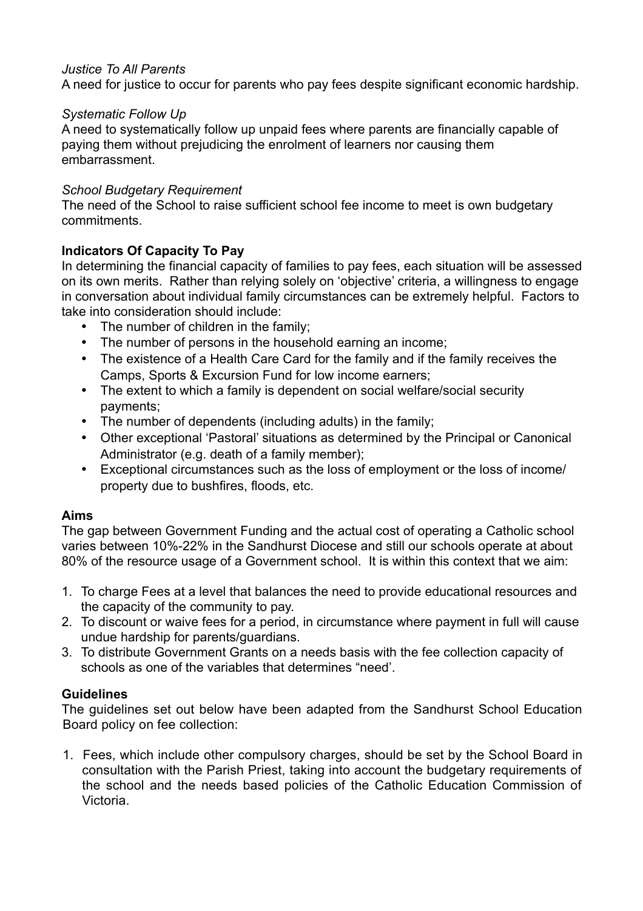*Justice To All Parents*
A need for justice to occur for parents who pay fees despite significant economic hardship.

*Systematic Follow Up*
A need to systematically follow up unpaid fees where parents are financially capable of paying them without prejudicing the enrolment of learners nor causing them embarrassment.

*School Budgetary Requirement*
The need of the School to raise sufficient school fee income to meet is own budgetary commitments.

**Indicators Of Capacity To Pay**

In determining the financial capacity of families to pay fees, each situation will be assessed on its own merits. Rather than relying solely on 'objective' criteria, a willingness to engage in conversation about individual family circumstances can be extremely helpful. Factors to take into consideration should include:

- The number of children in the family;
- The number of persons in the household earning an income;
- The existence of a Health Care Card for the family and if the family receives the Camps, Sports & Excursion Fund for low income earners;
- The extent to which a family is dependent on social welfare/social security payments;
- The number of dependents (including adults) in the family;
- Other exceptional 'Pastoral' situations as determined by the Principal or Canonical Administrator (e.g. death of a family member);
- Exceptional circumstances such as the loss of employment or the loss of income/ property due to bushfires, floods, etc.

**Aims**

The gap between Government Funding and the actual cost of operating a Catholic school varies between 10%-22% in the Sandhurst Diocese and still our schools operate at about 80% of the resource usage of a Government school. It is within this context that we aim:

1. To charge Fees at a level that balances the need to provide educational resources and the capacity of the community to pay.
2. To discount or waive fees for a period, in circumstance where payment in full will cause undue hardship for parents/guardians.
3. To distribute Government Grants on a needs basis with the fee collection capacity of schools as one of the variables that determines "need'.

**Guidelines**

The guidelines set out below have been adapted from the Sandhurst School Education Board policy on fee collection:

1. Fees, which include other compulsory charges, should be set by the School Board in consultation with the Parish Priest, taking into account the budgetary requirements of the school and the needs based policies of the Catholic Education Commission of Victoria.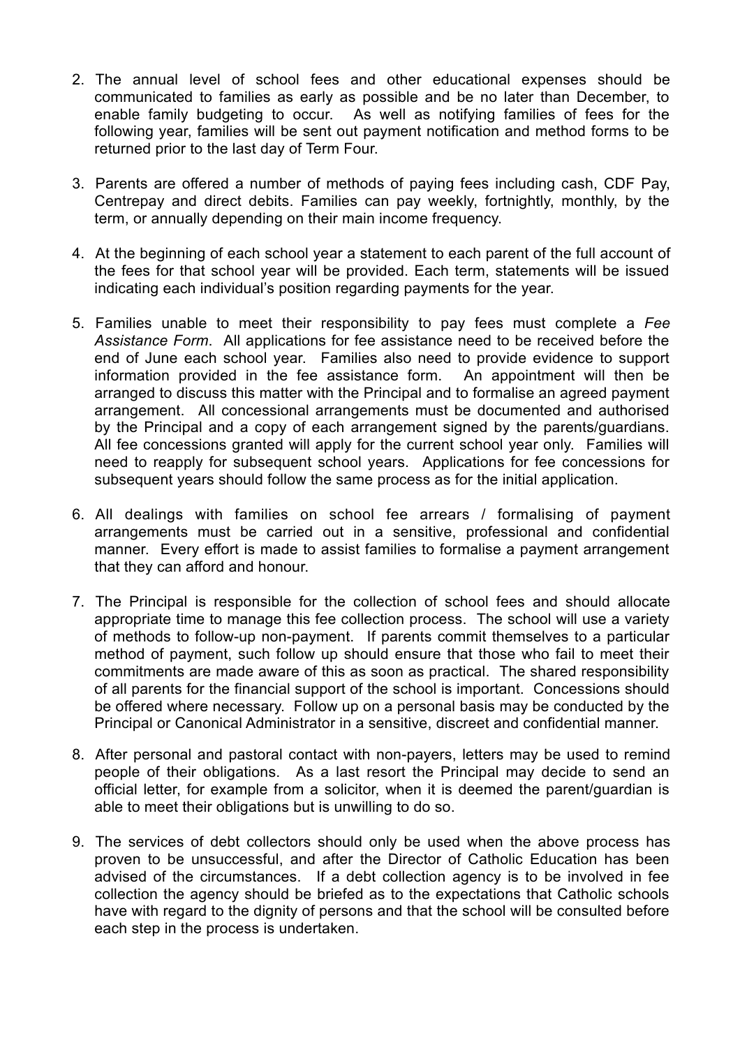2. The annual level of school fees and other educational expenses should be communicated to families as early as possible and be no later than December, to enable family budgeting to occur. As well as notifying families of fees for the following year, families will be sent out payment notification and method forms to be returned prior to the last day of Term Four.

3. Parents are offered a number of methods of paying fees including cash, CDF Pay, Centrepay and direct debits. Families can pay weekly, fortnightly, monthly, by the term, or annually depending on their main income frequency.

4. At the beginning of each school year a statement to each parent of the full account of the fees for that school year will be provided. Each term, statements will be issued indicating each individual's position regarding payments for the year.

5. Families unable to meet their responsibility to pay fees must complete a *Fee Assistance Form*. All applications for fee assistance need to be received before the end of June each school year. Families also need to provide evidence to support information provided in the fee assistance form. An appointment will then be arranged to discuss this matter with the Principal and to formalise an agreed payment arrangement. All concessional arrangements must be documented and authorised by the Principal and a copy of each arrangement signed by the parents/guardians. All fee concessions granted will apply for the current school year only. Families will need to reapply for subsequent school years. Applications for fee concessions for subsequent years should follow the same process as for the initial application.

6. All dealings with families on school fee arrears / formalising of payment arrangements must be carried out in a sensitive, professional and confidential manner. Every effort is made to assist families to formalise a payment arrangement that they can afford and honour.

7. The Principal is responsible for the collection of school fees and should allocate appropriate time to manage this fee collection process. The school will use a variety of methods to follow-up non-payment. If parents commit themselves to a particular method of payment, such follow up should ensure that those who fail to meet their commitments are made aware of this as soon as practical. The shared responsibility of all parents for the financial support of the school is important. Concessions should be offered where necessary. Follow up on a personal basis may be conducted by the Principal or Canonical Administrator in a sensitive, discreet and confidential manner.

8. After personal and pastoral contact with non-payers, letters may be used to remind people of their obligations. As a last resort the Principal may decide to send an official letter, for example from a solicitor, when it is deemed the parent/guardian is able to meet their obligations but is unwilling to do so.

9. The services of debt collectors should only be used when the above process has proven to be unsuccessful, and after the Director of Catholic Education has been advised of the circumstances. If a debt collection agency is to be involved in fee collection the agency should be briefed as to the expectations that Catholic schools have with regard to the dignity of persons and that the school will be consulted before each step in the process is undertaken.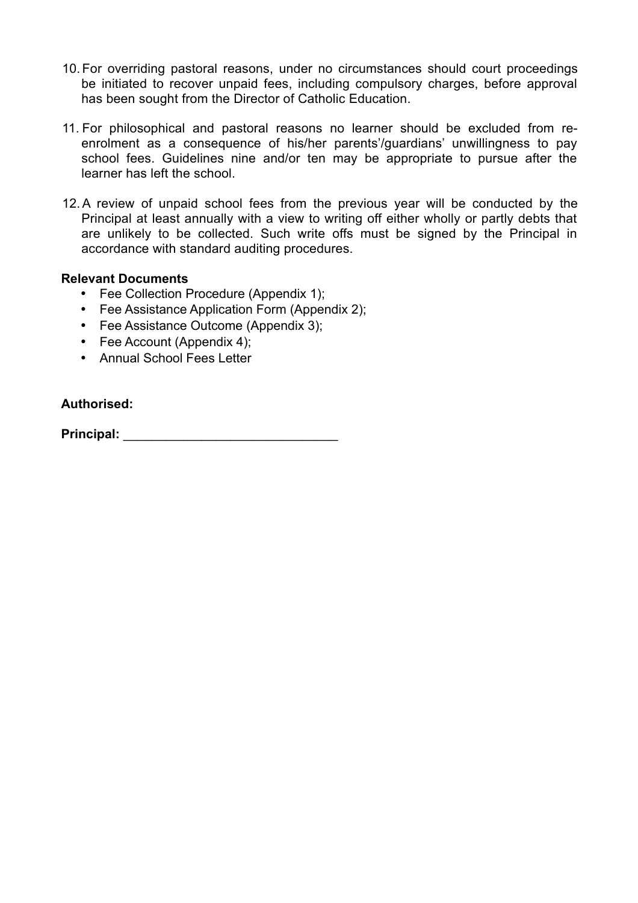10. For overriding pastoral reasons, under no circumstances should court proceedings be initiated to recover unpaid fees, including compulsory charges, before approval has been sought from the Director of Catholic Education.

11. For philosophical and pastoral reasons no learner should be excluded from re-enrolment as a consequence of his/her parents'/guardians' unwillingness to pay school fees. Guidelines nine and/or ten may be appropriate to pursue after the learner has left the school.

12. A review of unpaid school fees from the previous year will be conducted by the Principal at least annually with a view to writing off either wholly or partly debts that are unlikely to be collected. Such write offs must be signed by the Principal in accordance with standard auditing procedures.

**Relevant Documents**

- Fee Collection Procedure (Appendix 1);
- Fee Assistance Application Form (Appendix 2);
- Fee Assistance Outcome (Appendix 3);
- Fee Account (Appendix 4);
- Annual School Fees Letter

**Authorised:**

**Principal:** ______________________________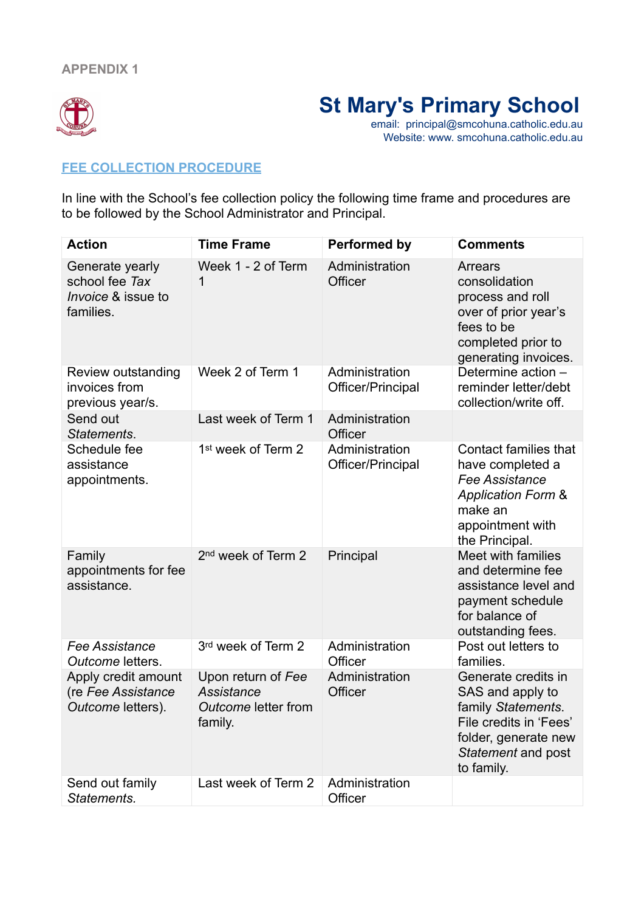APPENDIX 1

# St Mary's Primary School

email: principal@smcohuna.catholic.edu.au
Website: www. smcohuna.catholic.edu.au

## FEE COLLECTION PROCEDURE

In line with the School's fee collection policy the following time frame and procedures are to be followed by the School Administrator and Principal.

| Action | Time Frame | Performed by | Comments |
|---|---|---|---|
| Generate yearly school fee *Tax Invoice* & issue to families. | Week 1 - 2 of Term 1 | Administration Officer | Arrears consolidation process and roll over of prior year's fees to be completed prior to generating invoices. |
| Review outstanding invoices from previous year/s. | Week 2 of Term 1 | Administration Officer/Principal | Determine action – reminder letter/debt collection/write off. |
| Send out *Statements*. | Last week of Term 1 | Administration Officer | |
| Schedule fee assistance appointments. | 1st week of Term 2 | Administration Officer/Principal | Contact families that have completed a *Fee Assistance Application Form* & make an appointment with the Principal. |
| Family appointments for fee assistance. | 2nd week of Term 2 | Principal | Meet with families and determine fee assistance level and payment schedule for balance of outstanding fees. |
| *Fee Assistance Outcome* letters. | 3rd week of Term 2 | Administration Officer | Post out letters to families. |
| Apply credit amount (re *Fee Assistance Outcome* letters). | Upon return of *Fee Assistance Outcome* letter from family. | Administration Officer | Generate credits in SAS and apply to family *Statements*. File credits in 'Fees' folder, generate new *Statement* and post to family. |
| Send out family *Statements*. | Last week of Term 2 | Administration Officer | |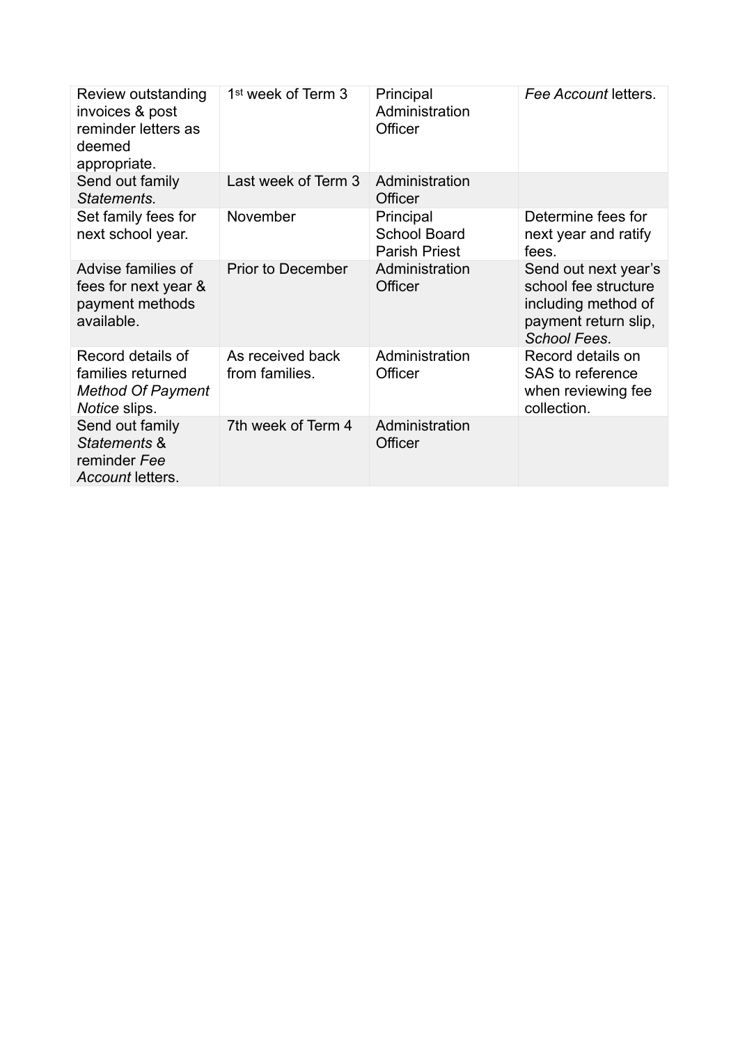| Review outstanding invoices & post reminder letters as deemed appropriate. | 1st week of Term 3 | Principal<br>Administration Officer | *Fee Account* letters. |
|---|---|---|---|
| Send out family *Statements.* | Last week of Term 3 | Administration Officer | |
| Set family fees for next school year. | November | Principal<br>School Board<br>Parish Priest | Determine fees for next year and ratify fees. |
| Advise families of fees for next year & payment methods available. | Prior to December | Administration Officer | Send out next year's school fee structure including method of payment return slip, *School Fees*. |
| Record details of families returned *Method Of Payment Notice* slips. | As received back from families. | Administration Officer | Record details on SAS to reference when reviewing fee collection. |
| Send out family *Statements* & reminder *Fee Account* letters. | 7th week of Term 4 | Administration Officer | |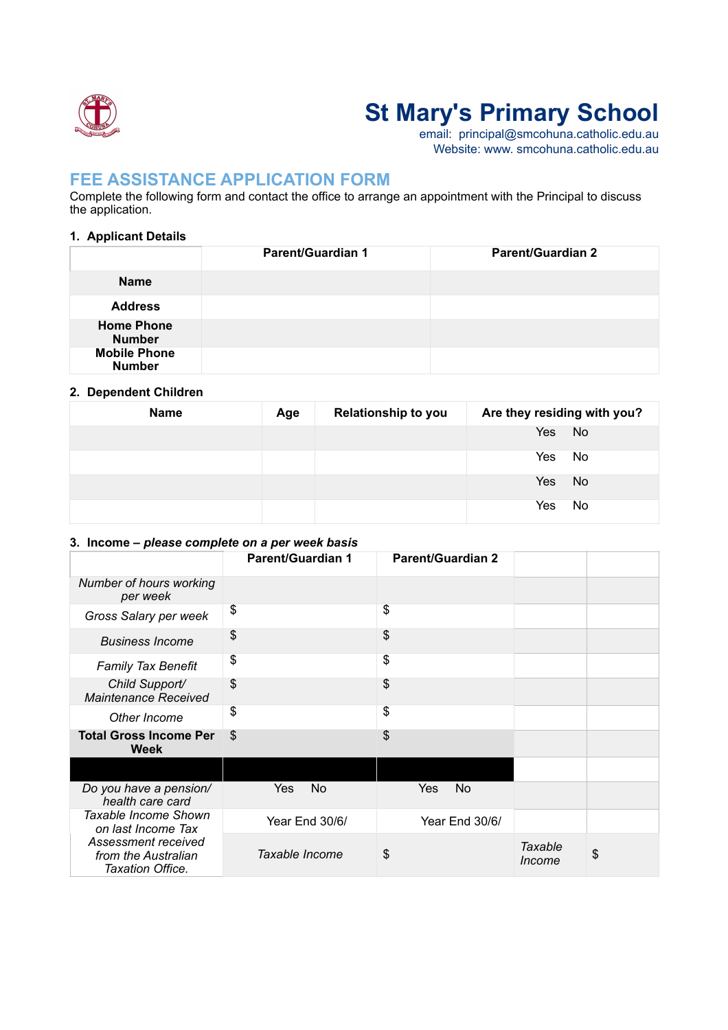# St Mary's Primary School

email: principal@smcohuna.catholic.edu.au
Website: www. smcohuna.catholic.edu.au

## FEE ASSISTANCE APPLICATION FORM

Complete the following form and contact the office to arrange an appointment with the Principal to discuss the application.

### 1. Applicant Details

| | Parent/Guardian 1 | Parent/Guardian 2 |
|---|---|---|
| **Name** | | |
| **Address** | | |
| **Home Phone Number** | | |
| **Mobile Phone Number** | | |

### 2. Dependent Children

| Name | Age | Relationship to you | Are they residing with you? |
|---|---|---|---|
| | | | Yes No |
| | | | Yes No |
| | | | Yes No |
| | | | Yes No |

### 3. Income – *please complete on a per week basis*

| | Parent/Guardian 1 | Parent/Guardian 2 | | |
|---|---|---|---|---|
| *Number of hours working per week* | | | | |
| *Gross Salary per week* | $ | $ | | |
| *Business Income* | $ | $ | | |
| *Family Tax Benefit* | $ | $ | | |
| *Child Support/ Maintenance Received* | $ | $ | | |
| *Other Income* | $ | $ | | |
| **Total Gross Income Per Week** | $ | $ | | |
| | | | | |
| *Do you have a pension/ health care card* | Yes No | Yes No | | |
| *Taxable Income Shown on last Income Tax Assessment received from the Australian Taxation Office.* | Year End 30/6/ | Year End 30/6/ | | |
| | *Taxable Income* | $ | *Taxable Income* | $ |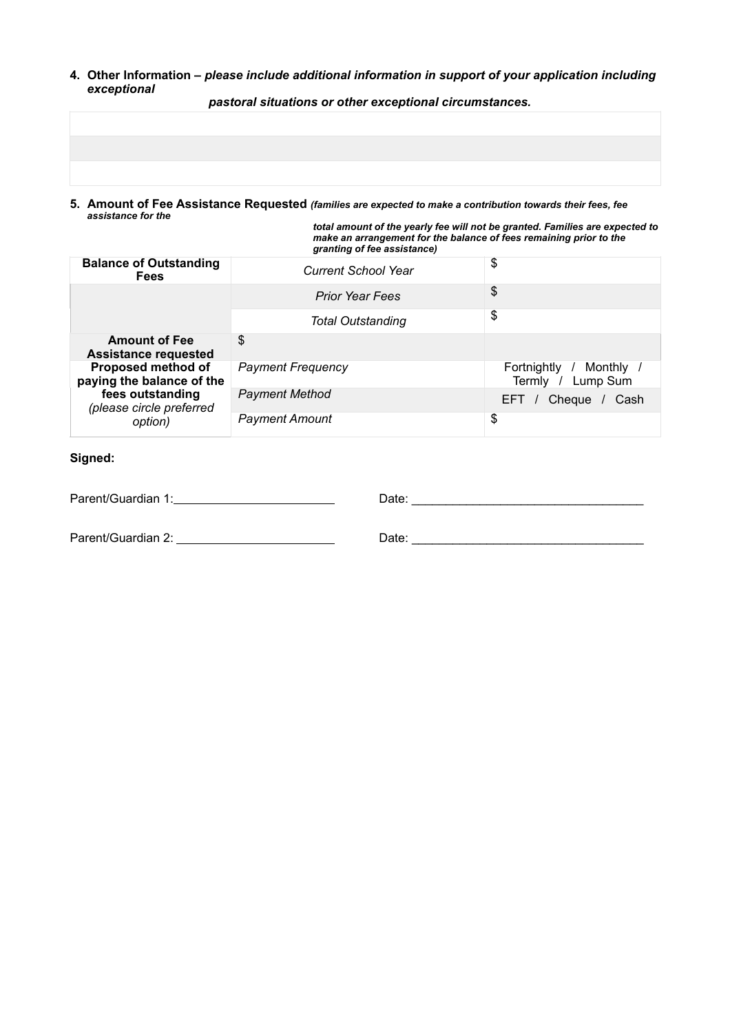4. **Other Information –** ***please include additional information in support of your application including exceptional pastoral situations or other exceptional circumstances.***

| |
|---|
| |
| |
| |

5. **Amount of Fee Assistance Requested** ***(families are expected to make a contribution towards their fees, fee assistance for the total amount of the yearly fee will not be granted. Families are expected to make an arrangement for the balance of fees remaining prior to the granting of fee assistance)***

| | | |
|---|---|---|
| **Balance of Outstanding Fees** | *Current School Year* | $ |
| | *Prior Year Fees* | $ |
| | *Total Outstanding* | $ |
| **Amount of Fee Assistance requested** | $ | |
| **Proposed method of paying the balance of the fees outstanding** *(please circle preferred option)* | *Payment Frequency* | Fortnightly / Monthly / Termly / Lump Sum |
| | *Payment Method* | EFT / Cheque / Cash |
| | *Payment Amount* | $ |

**Signed:**

Parent/Guardian 1:________________________ Date: __________________________________

Parent/Guardian 2: ________________________ Date: __________________________________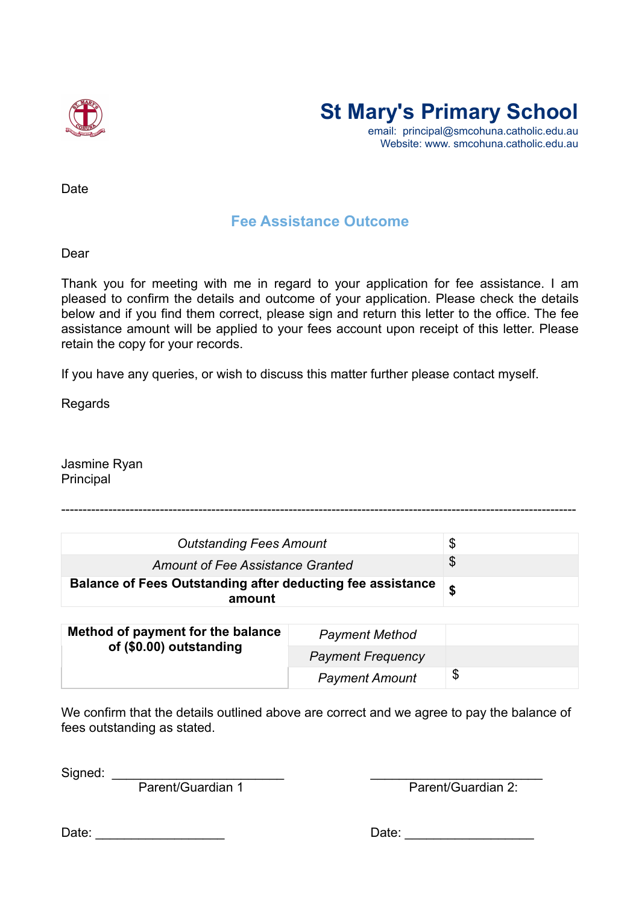# St Mary's Primary School

email: principal@smcohuna.catholic.edu.au
Website: www. smcohuna.catholic.edu.au

Date

## Fee Assistance Outcome

Dear

Thank you for meeting with me in regard to your application for fee assistance. I am pleased to confirm the details and outcome of your application. Please check the details below and if you find them correct, please sign and return this letter to the office. The fee assistance amount will be applied to your fees account upon receipt of this letter. Please retain the copy for your records.

If you have any queries, or wish to discuss this matter further please contact myself.

Regards

Jasmine Ryan
Principal

---

| | |
|---|---|
| *Outstanding Fees Amount* | $ |
| *Amount of Fee Assistance Granted* | $ |
| **Balance of Fees Outstanding after deducting fee assistance amount** | **$** |

| **Method of payment for the balance of ($0.00) outstanding** | | |
|---|---|---|
| | *Payment Method* | |
| | *Payment Frequency* | |
| | *Payment Amount* | $ |

We confirm that the details outlined above are correct and we agree to pay the balance of fees outstanding as stated.

Signed: ________________________ ________________________
Parent/Guardian 1 Parent/Guardian 2:

Date: __________________ Date: __________________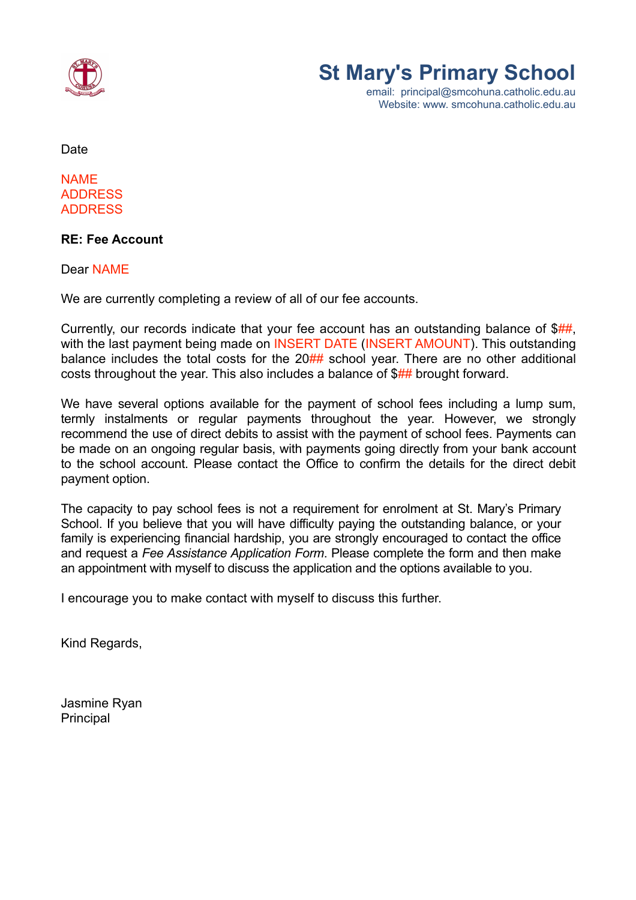# St Mary's Primary School

email: principal@smcohuna.catholic.edu.au
Website: www. smcohuna.catholic.edu.au

Date

NAME
ADDRESS
ADDRESS

**RE: Fee Account**

Dear NAME

We are currently completing a review of all of our fee accounts.

Currently, our records indicate that your fee account has an outstanding balance of $##, with the last payment being made on INSERT DATE (INSERT AMOUNT). This outstanding balance includes the total costs for the 20## school year. There are no other additional costs throughout the year. This also includes a balance of $## brought forward.

We have several options available for the payment of school fees including a lump sum, termly instalments or regular payments throughout the year. However, we strongly recommend the use of direct debits to assist with the payment of school fees. Payments can be made on an ongoing regular basis, with payments going directly from your bank account to the school account. Please contact the Office to confirm the details for the direct debit payment option.

The capacity to pay school fees is not a requirement for enrolment at St. Mary's Primary School. If you believe that you will have difficulty paying the outstanding balance, or your family is experiencing financial hardship, you are strongly encouraged to contact the office and request a *Fee Assistance Application Form*. Please complete the form and then make an appointment with myself to discuss the application and the options available to you.

I encourage you to make contact with myself to discuss this further.

Kind Regards,

Jasmine Ryan
Principal